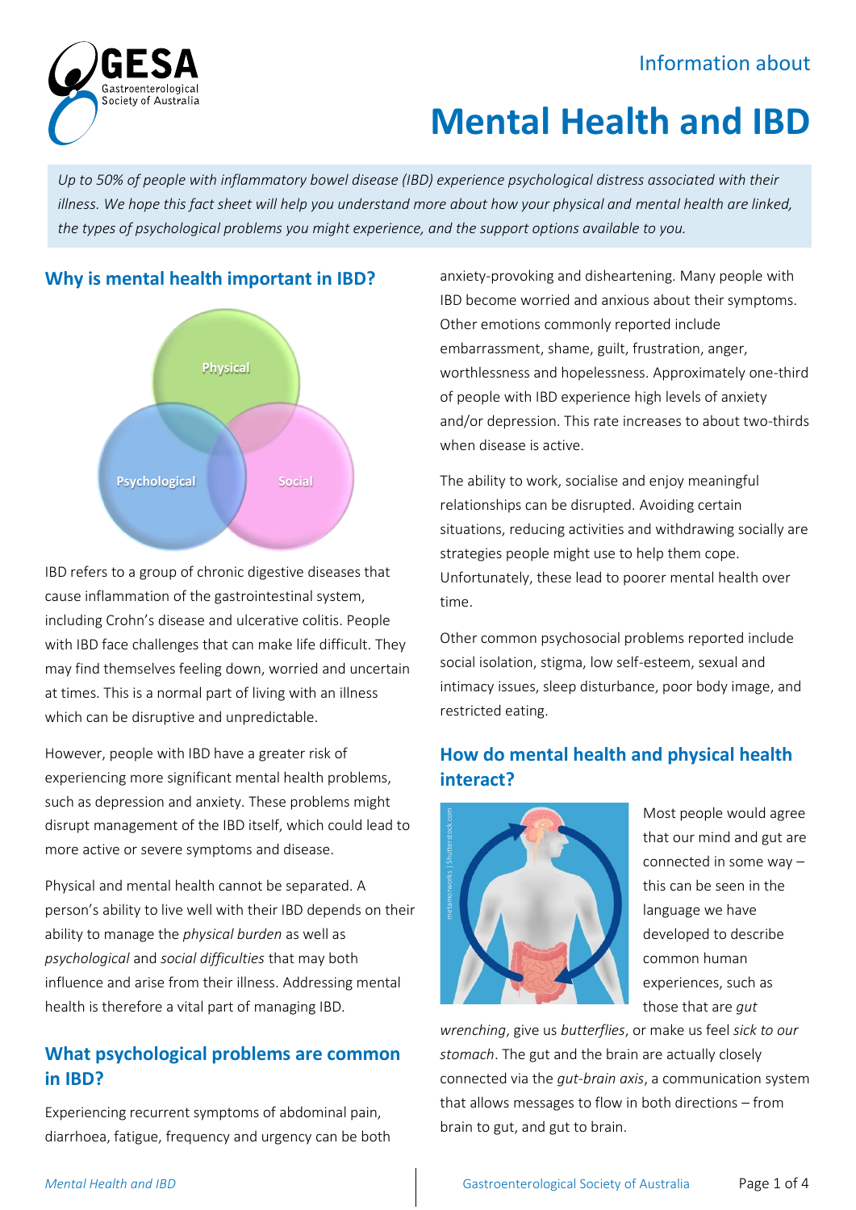Information about

# Mental Health and IBD

*Up to 50% of people with inflammatory bowel disease (IBD) experience psychological distress associated with their illness. We hope this fact sheet will help you understand more about how your physical and mental health are linked, the types of psychological problems you might experience, and the support options available to you.*

## Why is mental health important in IBD?

IBD refers to a group of chronic digestive diseases that cause inflammation of the gastrointestinal system, including Crohn's disease and ulcerative colitis. People with IBD face challenges that can make life difficult. They may find themselves feeling down, worried and uncertain at times. This is a normal part of living with an illness which can be disruptive and unpredictable.

However, people with IBD have a greater risk of experiencing more significant mental health problems, such as depression and anxiety. These problems might disrupt management of the IBD itself, which could lead to more active or severe symptoms and disease.

Physical and mental health cannot be separated. A person's ability to live well with their IBD depends on their ability to manage the *physical burden* as well as *psychological* and *social difficulties* that may both influence and arise from their illness. Addressing mental health is therefore a vital part of managing IBD.

## What psychological problems are common in IBD?

Experiencing recurrent symptoms of abdominal pain, diarrhoea, fatigue, frequency and urgency can be both anxiety-provoking and disheartening. Many people with IBD become worried and anxious about their symptoms. Other emotions commonly reported include embarrassment, shame, guilt, frustration, anger, worthlessness and hopelessness. Approximately one-third of people with IBD experience high levels of anxiety and/or depression. This rate increases to about two-thirds when disease is active.

The ability to work, socialise and enjoy meaningful relationships can be disrupted. Avoiding certain situations, reducing activities and withdrawing socially are strategies people might use to help them cope. Unfortunately, these lead to poorer mental health over time.

Other common psychosocial problems reported include social isolation, stigma, low self-esteem, sexual and intimacy issues, sleep disturbance, poor body image, and restricted eating.

## How do mental health and physical health interact?

Most people would agree that our mind and gut are connected in some way – this can be seen in the language we have developed to describe common human experiences, such as those that are *gut wrenching*, give us *butterflies*, or make us feel *sick to our stomach*. The gut and the brain are actually closely connected via the *gut-brain axis*, a communication system that allows messages to flow in both directions – from brain to gut, and gut to brain.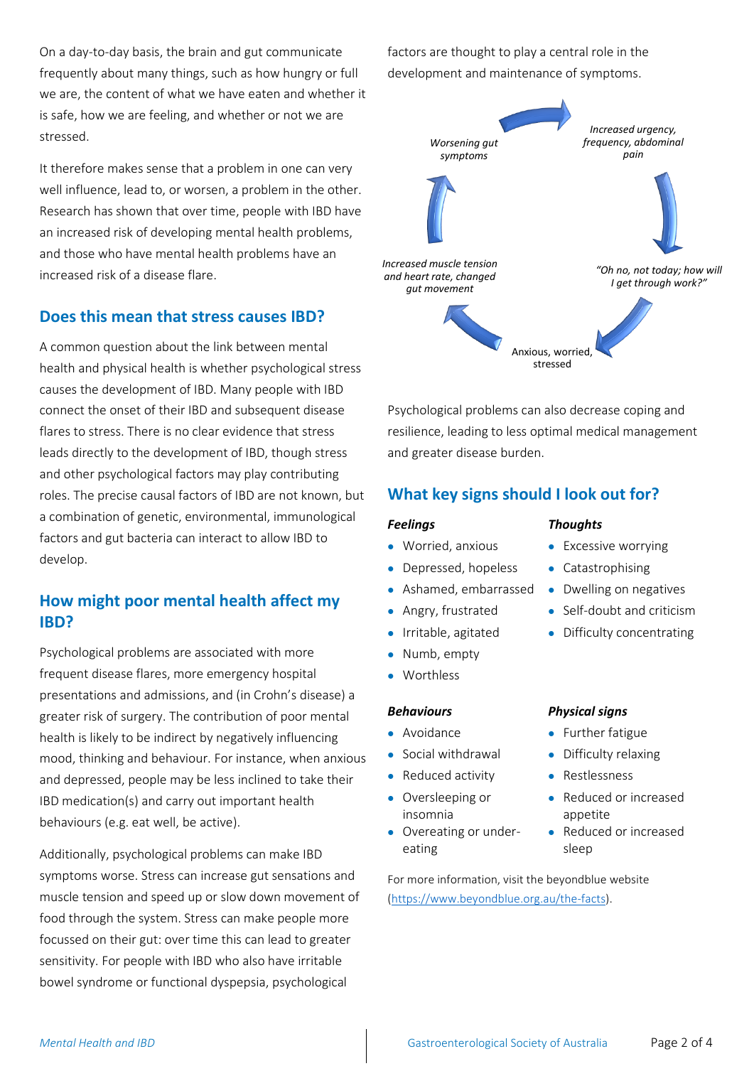On a day-to-day basis, the brain and gut communicate frequently about many things, such as how hungry or full we are, the content of what we have eaten and whether it is safe, how we are feeling, and whether or not we are stressed.

It therefore makes sense that a problem in one can very well influence, lead to, or worsen, a problem in the other. Research has shown that over time, people with IBD have an increased risk of developing mental health problems, and those who have mental health problems have an increased risk of a disease flare.

## Does this mean that stress causes IBD?

A common question about the link between mental health and physical health is whether psychological stress causes the development of IBD. Many people with IBD connect the onset of their IBD and subsequent disease flares to stress. There is no clear evidence that stress leads directly to the development of IBD, though stress and other psychological factors may play contributing roles. The precise causal factors of IBD are not known, but a combination of genetic, environmental, immunological factors and gut bacteria can interact to allow IBD to develop.

## How might poor mental health affect my IBD?

Psychological problems are associated with more frequent disease flares, more emergency hospital presentations and admissions, and (in Crohn's disease) a greater risk of surgery. The contribution of poor mental health is likely to be indirect by negatively influencing mood, thinking and behaviour. For instance, when anxious and depressed, people may be less inclined to take their IBD medication(s) and carry out important health behaviours (e.g. eat well, be active).

Additionally, psychological problems can make IBD symptoms worse. Stress can increase gut sensations and muscle tension and speed up or slow down movement of food through the system. Stress can make people more focussed on their gut: over time this can lead to greater sensitivity. For people with IBD who also have irritable bowel syndrome or functional dyspepsia, psychological factors are thought to play a central role in the development and maintenance of symptoms.

*Worsening gut symptoms* → *Increased urgency, frequency, abdominal pain* → *"Oh no, not today; how will I get through work?"* → Anxious, worried, stressed → *Increased muscle tension and heart rate, changed gut movement* → *Worsening gut symptoms*

Psychological problems can also decrease coping and resilience, leading to less optimal medical management and greater disease burden.

## What key signs should I look out for?

***Feelings***

- Worried, anxious
- Depressed, hopeless
- Ashamed, embarrassed
- Angry, frustrated
- Irritable, agitated
- Numb, empty
- Worthless

***Thoughts***

- Excessive worrying
- Catastrophising
- Dwelling on negatives
- Self-doubt and criticism
- Difficulty concentrating

***Behaviours***

- Avoidance
- Social withdrawal
- Reduced activity
- Oversleeping or insomnia
- Overeating or under-eating

***Physical signs***

- Further fatigue
- Difficulty relaxing
- Restlessness
- Reduced or increased appetite
- Reduced or increased sleep

For more information, visit the beyondblue website (https://www.beyondblue.org.au/the-facts).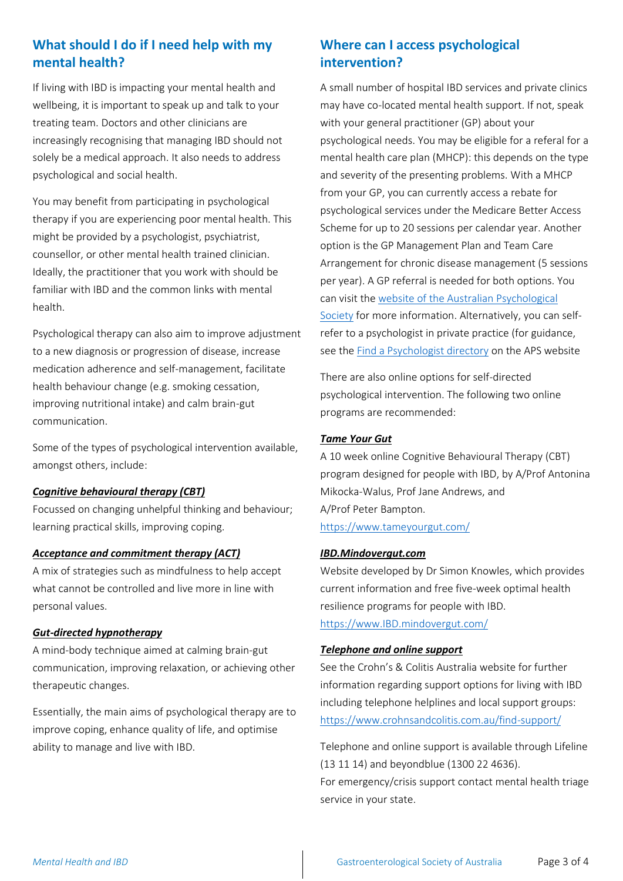## What should I do if I need help with my mental health?

If living with IBD is impacting your mental health and wellbeing, it is important to speak up and talk to your treating team. Doctors and other clinicians are increasingly recognising that managing IBD should not solely be a medical approach. It also needs to address psychological and social health.

You may benefit from participating in psychological therapy if you are experiencing poor mental health. This might be provided by a psychologist, psychiatrist, counsellor, or other mental health trained clinician. Ideally, the practitioner that you work with should be familiar with IBD and the common links with mental health.

Psychological therapy can also aim to improve adjustment to a new diagnosis or progression of disease, increase medication adherence and self-management, facilitate health behaviour change (e.g. smoking cessation, improving nutritional intake) and calm brain-gut communication.

Some of the types of psychological intervention available, amongst others, include:

***Cognitive behavioural therapy (CBT)***
Focussed on changing unhelpful thinking and behaviour; learning practical skills, improving coping.

***Acceptance and commitment therapy (ACT)***
A mix of strategies such as mindfulness to help accept what cannot be controlled and live more in line with personal values.

***Gut-directed hypnotherapy***
A mind-body technique aimed at calming brain-gut communication, improving relaxation, or achieving other therapeutic changes.

Essentially, the main aims of psychological therapy are to improve coping, enhance quality of life, and optimise ability to manage and live with IBD.

## Where can I access psychological intervention?

A small number of hospital IBD services and private clinics may have co-located mental health support. If not, speak with your general practitioner (GP) about your psychological needs. You may be eligible for a referal for a mental health care plan (MHCP): this depends on the type and severity of the presenting problems. With a MHCP from your GP, you can currently access a rebate for psychological services under the Medicare Better Access Scheme for up to 20 sessions per calendar year. Another option is the GP Management Plan and Team Care Arrangement for chronic disease management (5 sessions per year). A GP referral is needed for both options. You can visit the website of the Australian Psychological Society for more information. Alternatively, you can self-refer to a psychologist in private practice (for guidance, see the Find a Psychologist directory on the APS website

There are also online options for self-directed psychological intervention. The following two online programs are recommended:

***Tame Your Gut***
A 10 week online Cognitive Behavioural Therapy (CBT) program designed for people with IBD, by A/Prof Antonina Mikocka-Walus, Prof Jane Andrews, and A/Prof Peter Bampton.
https://www.tameyourgut.com/

***IBD.Mindovergut.com***
Website developed by Dr Simon Knowles, which provides current information and free five-week optimal health resilience programs for people with IBD.
https://www.IBD.mindovergut.com/

***Telephone and online support***
See the Crohn's & Colitis Australia website for further information regarding support options for living with IBD including telephone helplines and local support groups: https://www.crohnsandcolitis.com.au/find-support/

Telephone and online support is available through Lifeline (13 11 14) and beyondblue (1300 22 4636).
For emergency/crisis support contact mental health triage service in your state.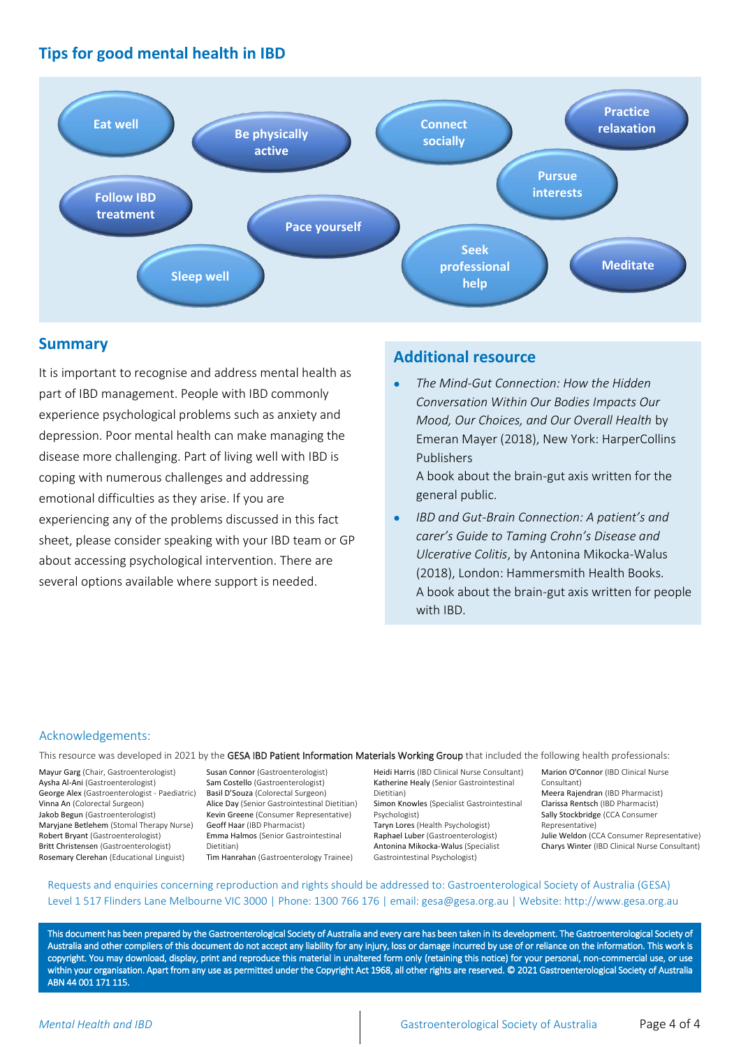## Tips for good mental health in IBD

Eat well

Be physically active

Connect socially

Practice relaxation

Follow IBD treatment

Pursue interests

Pace yourself

Sleep well

Seek professional help

Meditate

## Summary

It is important to recognise and address mental health as part of IBD management. People with IBD commonly experience psychological problems such as anxiety and depression. Poor mental health can make managing the disease more challenging. Part of living well with IBD is coping with numerous challenges and addressing emotional difficulties as they arise. If you are experiencing any of the problems discussed in this fact sheet, please consider speaking with your IBD team or GP about accessing psychological intervention. There are several options available where support is needed.

## Additional resource

- *The Mind-Gut Connection: How the Hidden Conversation Within Our Bodies Impacts Our Mood, Our Choices, and Our Overall Health* by Emeran Mayer (2018), New York: HarperCollins Publishers
  A book about the brain-gut axis written for the general public.
- *IBD and Gut-Brain Connection: A patient's and carer's Guide to Taming Crohn's Disease and Ulcerative Colitis*, by Antonina Mikocka-Walus (2018), London: Hammersmith Health Books.
  A book about the brain-gut axis written for people with IBD.

Acknowledgements:

This resource was developed in 2021 by the **GESA IBD Patient Information Materials Working Group** that included the following health professionals:

**Mayur Garg** (Chair, Gastroenterologist)
**Aysha Al-Ani** (Gastroenterologist)
**George Alex** (Gastroenterologist - Paediatric)
**Vinna An** (Colorectal Surgeon)
**Jakob Begun** (Gastroenterologist)
**Maryjane Betlehem** (Stomal Therapy Nurse)
**Robert Bryant** (Gastroenterologist)
**Britt Christensen** (Gastroenterologist)
**Rosemary Clerehan** (Educational Linguist)
**Susan Connor** (Gastroenterologist)
**Sam Costello** (Gastroenterologist)
**Basil D'Souza** (Colorectal Surgeon)
**Alice Day** (Senior Gastrointestinal Dietitian)
**Kevin Greene** (Consumer Representative)
**Geoff Haar** (IBD Pharmacist)
**Emma Halmos** (Senior Gastrointestinal Dietitian)
**Tim Hanrahan** (Gastroenterology Trainee)
**Heidi Harris** (IBD Clinical Nurse Consultant)
**Katherine Healy** (Senior Gastrointestinal Dietitian)
**Simon Knowles** (Specialist Gastrointestinal Psychologist)
**Taryn Lores** (Health Psychologist)
**Raphael Luber** (Gastroenterologist)
**Antonina Mikocka-Walus** (Specialist Gastrointestinal Psychologist)
**Marion O'Connor** (IBD Clinical Nurse Consultant)
**Meera Rajendran** (IBD Pharmacist)
**Clarissa Rentsch** (IBD Pharmacist)
**Sally Stockbridge** (CCA Consumer Representative)
**Julie Weldon** (CCA Consumer Representative)
**Charys Winter** (IBD Clinical Nurse Consultant)

Requests and enquiries concerning reproduction and rights should be addressed to: Gastroenterological Society of Australia (GESA)
Level 1 517 Flinders Lane Melbourne VIC 3000 | Phone: 1300 766 176 | email: gesa@gesa.org.au | Website: http://www.gesa.org.au

This document has been prepared by the Gastroenterological Society of Australia and every care has been taken in its development. The Gastroenterological Society of Australia and other compilers of this document do not accept any liability for any injury, loss or damage incurred by use of or reliance on the information. This work is copyright. You may download, display, print and reproduce this material in unaltered form only (retaining this notice) for your personal, non-commercial use, or use within your organisation. Apart from any use as permitted under the Copyright Act 1968, all other rights are reserved. © 2021 Gastroenterological Society of Australia ABN 44 001 171 115.